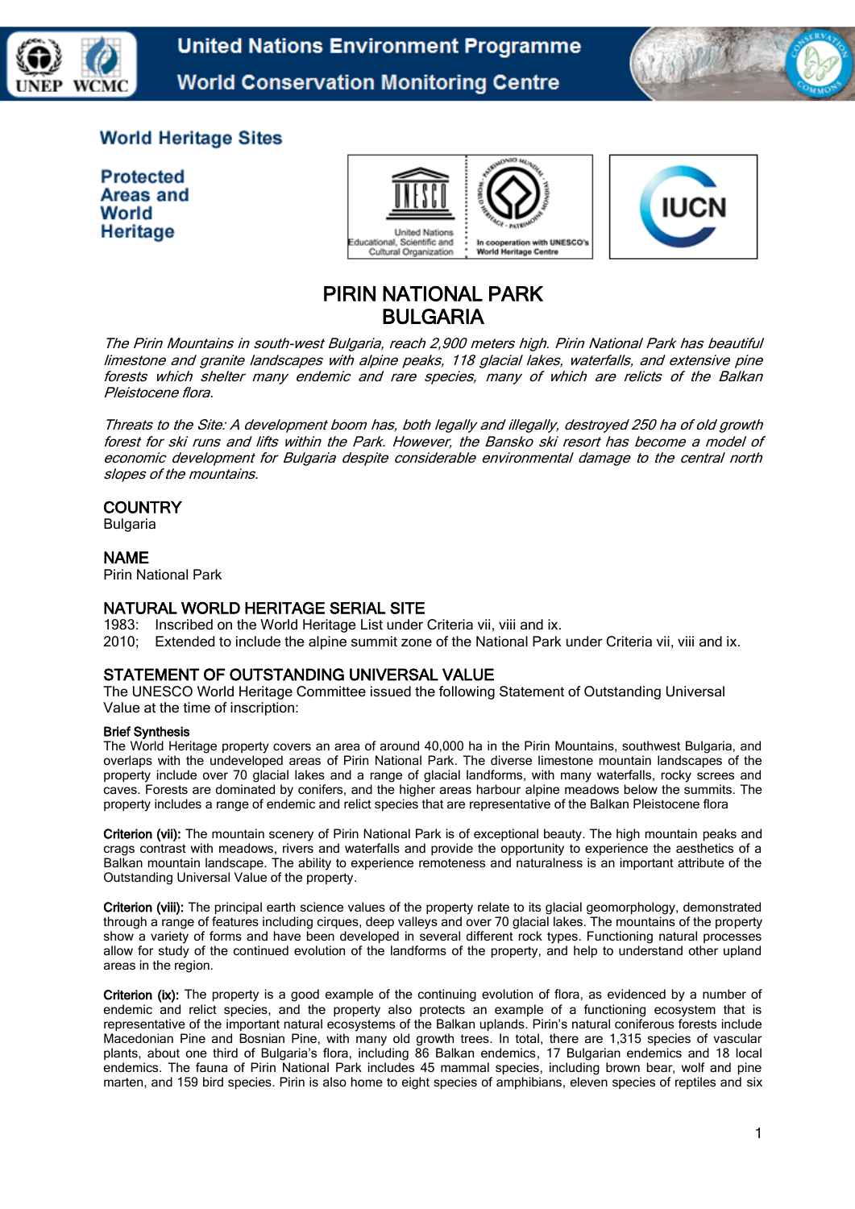United Nations Environment Programme
World Conservation Monitoring Centre

World Heritage Sites

Protected Areas and World Heritage

# PIRIN NATIONAL PARK
# BULGARIA

*The Pirin Mountains in south-west Bulgaria, reach 2,900 meters high. Pirin National Park has beautiful limestone and granite landscapes with alpine peaks, 118 glacial lakes, waterfalls, and extensive pine forests which shelter many endemic and rare species, many of which are relicts of the Balkan Pleistocene flora.*

*Threats to the Site: A development boom has, both legally and illegally, destroyed 250 ha of old growth forest for ski runs and lifts within the Park. However, the Bansko ski resort has become a model of economic development for Bulgaria despite considerable environmental damage to the central north slopes of the mountains.*

## COUNTRY

Bulgaria

## NAME

Pirin National Park

## NATURAL WORLD HERITAGE SERIAL SITE

1983: Inscribed on the World Heritage List under Criteria vii, viii and ix.
2010; Extended to include the alpine summit zone of the National Park under Criteria vii, viii and ix.

## STATEMENT OF OUTSTANDING UNIVERSAL VALUE

The UNESCO World Heritage Committee issued the following Statement of Outstanding Universal Value at the time of inscription:

**Brief Synthesis**
The World Heritage property covers an area of around 40,000 ha in the Pirin Mountains, southwest Bulgaria, and overlaps with the undeveloped areas of Pirin National Park. The diverse limestone mountain landscapes of the property include over 70 glacial lakes and a range of glacial landforms, with many waterfalls, rocky screes and caves. Forests are dominated by conifers, and the higher areas harbour alpine meadows below the summits. The property includes a range of endemic and relict species that are representative of the Balkan Pleistocene flora

**Criterion (vii):** The mountain scenery of Pirin National Park is of exceptional beauty. The high mountain peaks and crags contrast with meadows, rivers and waterfalls and provide the opportunity to experience the aesthetics of a Balkan mountain landscape. The ability to experience remoteness and naturalness is an important attribute of the Outstanding Universal Value of the property.

**Criterion (viii):** The principal earth science values of the property relate to its glacial geomorphology, demonstrated through a range of features including cirques, deep valleys and over 70 glacial lakes. The mountains of the property show a variety of forms and have been developed in several different rock types. Functioning natural processes allow for study of the continued evolution of the landforms of the property, and help to understand other upland areas in the region.

**Criterion (ix):** The property is a good example of the continuing evolution of flora, as evidenced by a number of endemic and relict species, and the property also protects an example of a functioning ecosystem that is representative of the important natural ecosystems of the Balkan uplands. Pirin's natural coniferous forests include Macedonian Pine and Bosnian Pine, with many old growth trees. In total, there are 1,315 species of vascular plants, about one third of Bulgaria's flora, including 86 Balkan endemics, 17 Bulgarian endemics and 18 local endemics. The fauna of Pirin National Park includes 45 mammal species, including brown bear, wolf and pine marten, and 159 bird species. Pirin is also home to eight species of amphibians, eleven species of reptiles and six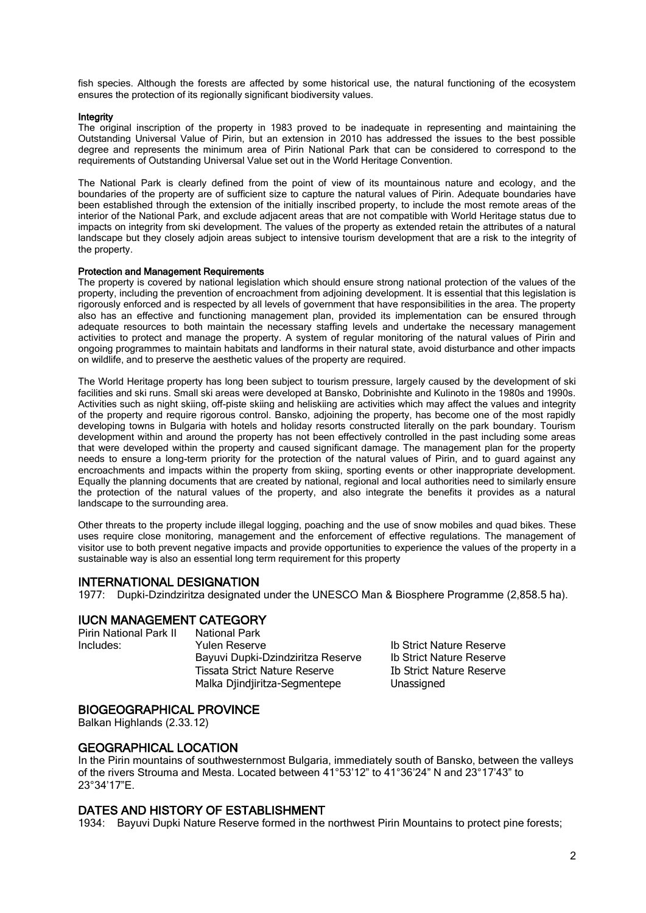fish species. Although the forests are affected by some historical use, the natural functioning of the ecosystem ensures the protection of its regionally significant biodiversity values.

**Integrity**

The original inscription of the property in 1983 proved to be inadequate in representing and maintaining the Outstanding Universal Value of Pirin, but an extension in 2010 has addressed the issues to the best possible degree and represents the minimum area of Pirin National Park that can be considered to correspond to the requirements of Outstanding Universal Value set out in the World Heritage Convention.

The National Park is clearly defined from the point of view of its mountainous nature and ecology, and the boundaries of the property are of sufficient size to capture the natural values of Pirin. Adequate boundaries have been established through the extension of the initially inscribed property, to include the most remote areas of the interior of the National Park, and exclude adjacent areas that are not compatible with World Heritage status due to impacts on integrity from ski development. The values of the property as extended retain the attributes of a natural landscape but they closely adjoin areas subject to intensive tourism development that are a risk to the integrity of the property.

**Protection and Management Requirements**

The property is covered by national legislation which should ensure strong national protection of the values of the property, including the prevention of encroachment from adjoining development. It is essential that this legislation is rigorously enforced and is respected by all levels of government that have responsibilities in the area. The property also has an effective and functioning management plan, provided its implementation can be ensured through adequate resources to both maintain the necessary staffing levels and undertake the necessary management activities to protect and manage the property. A system of regular monitoring of the natural values of Pirin and ongoing programmes to maintain habitats and landforms in their natural state, avoid disturbance and other impacts on wildlife, and to preserve the aesthetic values of the property are required.

The World Heritage property has long been subject to tourism pressure, largely caused by the development of ski facilities and ski runs. Small ski areas were developed at Bansko, Dobrinishte and Kulinoto in the 1980s and 1990s. Activities such as night skiing, off-piste skiing and heliskiing are activities which may affect the values and integrity of the property and require rigorous control. Bansko, adjoining the property, has become one of the most rapidly developing towns in Bulgaria with hotels and holiday resorts constructed literally on the park boundary. Tourism development within and around the property has not been effectively controlled in the past including some areas that were developed within the property and caused significant damage. The management plan for the property needs to ensure a long-term priority for the protection of the natural values of Pirin, and to guard against any encroachments and impacts within the property from skiing, sporting events or other inappropriate development. Equally the planning documents that are created by national, regional and local authorities need to similarly ensure the protection of the natural values of the property, and also integrate the benefits it provides as a natural landscape to the surrounding area.

Other threats to the property include illegal logging, poaching and the use of snow mobiles and quad bikes. These uses require close monitoring, management and the enforcement of effective regulations. The management of visitor use to both prevent negative impacts and provide opportunities to experience the values of the property in a sustainable way is also an essential long term requirement for this property

## INTERNATIONAL DESIGNATION

1977: Dupki-Dzindziritza designated under the UNESCO Man & Biosphere Programme (2,858.5 ha).

## IUCN MANAGEMENT CATEGORY

| | | |
|---|---|---|
| Pirin National Park II | National Park | |
| Includes: | Yulen Reserve | Ib Strict Nature Reserve |
| | Bayuvi Dupki-Dzindziritza Reserve | Ib Strict Nature Reserve |
| | Tissata Strict Nature Reserve | Ib Strict Nature Reserve |
| | Malka Djindjiritza-Segmentepe | Unassigned |

## BIOGEOGRAPHICAL PROVINCE

Balkan Highlands (2.33.12)

## GEOGRAPHICAL LOCATION

In the Pirin mountains of southwesternmost Bulgaria, immediately south of Bansko, between the valleys of the rivers Strouma and Mesta. Located between 41°53'12" to 41°36'24" N and 23°17'43" to 23°34'17"E.

## DATES AND HISTORY OF ESTABLISHMENT

1934: Bayuvi Dupki Nature Reserve formed in the northwest Pirin Mountains to protect pine forests;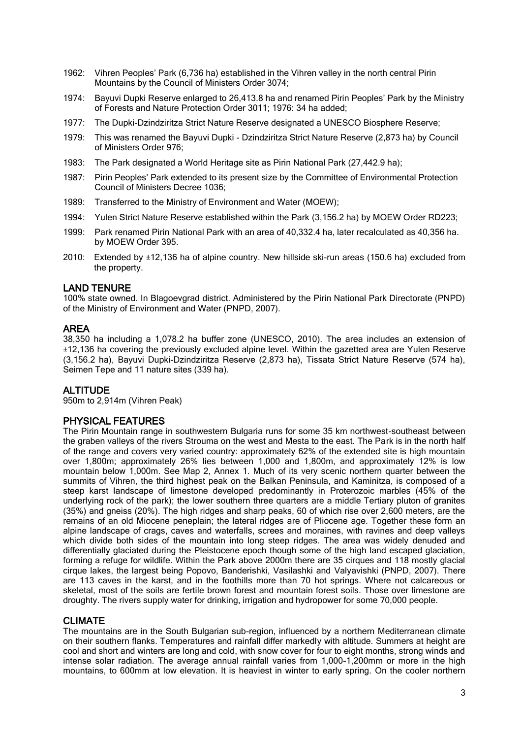1962: Vihren Peoples' Park (6,736 ha) established in the Vihren valley in the north central Pirin Mountains by the Council of Ministers Order 3074;

1974: Bayuvi Dupki Reserve enlarged to 26,413.8 ha and renamed Pirin Peoples' Park by the Ministry of Forests and Nature Protection Order 3011; 1976: 34 ha added;

1977: The Dupki-Dzindziritza Strict Nature Reserve designated a UNESCO Biosphere Reserve;

1979: This was renamed the Bayuvi Dupki - Dzindziritza Strict Nature Reserve (2,873 ha) by Council of Ministers Order 976;

1983: The Park designated a World Heritage site as Pirin National Park (27,442.9 ha);

1987: Pirin Peoples' Park extended to its present size by the Committee of Environmental Protection Council of Ministers Decree 1036;

1989: Transferred to the Ministry of Environment and Water (MOEW);

1994: Yulen Strict Nature Reserve established within the Park (3,156.2 ha) by MOEW Order RD223;

1999: Park renamed Pirin National Park with an area of 40,332.4 ha, later recalculated as 40,356 ha. by MOEW Order 395.

2010: Extended by ±12,136 ha of alpine country. New hillside ski-run areas (150.6 ha) excluded from the property.

## LAND TENURE

100% state owned. In Blagoevgrad district. Administered by the Pirin National Park Directorate (PNPD) of the Ministry of Environment and Water (PNPD, 2007).

## AREA

38,350 ha including a 1,078.2 ha buffer zone (UNESCO, 2010). The area includes an extension of ±12,136 ha covering the previously excluded alpine level. Within the gazetted area are Yulen Reserve (3,156.2 ha), Bayuvi Dupki-Dzindziritza Reserve (2,873 ha), Tissata Strict Nature Reserve (574 ha), Seimen Tepe and 11 nature sites (339 ha).

## ALTITUDE

950m to 2,914m (Vihren Peak)

## PHYSICAL FEATURES

The Pirin Mountain range in southwestern Bulgaria runs for some 35 km northwest-southeast between the graben valleys of the rivers Strouma on the west and Mesta to the east. The Park is in the north half of the range and covers very varied country: approximately 62% of the extended site is high mountain over 1,800m; approximately 26% lies between 1,000 and 1,800m, and approximately 12% is low mountain below 1,000m. See Map 2, Annex 1. Much of its very scenic northern quarter between the summits of Vihren, the third highest peak on the Balkan Peninsula, and Kaminitza, is composed of a steep karst landscape of limestone developed predominantly in Proterozoic marbles (45% of the underlying rock of the park); the lower southern three quarters are a middle Tertiary pluton of granites (35%) and gneiss (20%). The high ridges and sharp peaks, 60 of which rise over 2,600 meters, are the remains of an old Miocene peneplain; the lateral ridges are of Pliocene age. Together these form an alpine landscape of crags, caves and waterfalls, screes and moraines, with ravines and deep valleys which divide both sides of the mountain into long steep ridges. The area was widely denuded and differentially glaciated during the Pleistocene epoch though some of the high land escaped glaciation, forming a refuge for wildlife. Within the Park above 2000m there are 35 cirques and 118 mostly glacial cirque lakes, the largest being Popovo, Banderishki, Vasilashki and Valyavishki (PNPD, 2007). There are 113 caves in the karst, and in the foothills more than 70 hot springs. Where not calcareous or skeletal, most of the soils are fertile brown forest and mountain forest soils. Those over limestone are droughty. The rivers supply water for drinking, irrigation and hydropower for some 70,000 people.

## CLIMATE

The mountains are in the South Bulgarian sub-region, influenced by a northern Mediterranean climate on their southern flanks. Temperatures and rainfall differ markedly with altitude. Summers at height are cool and short and winters are long and cold, with snow cover for four to eight months, strong winds and intense solar radiation. The average annual rainfall varies from 1,000-1,200mm or more in the high mountains, to 600mm at low elevation. It is heaviest in winter to early spring. On the cooler northern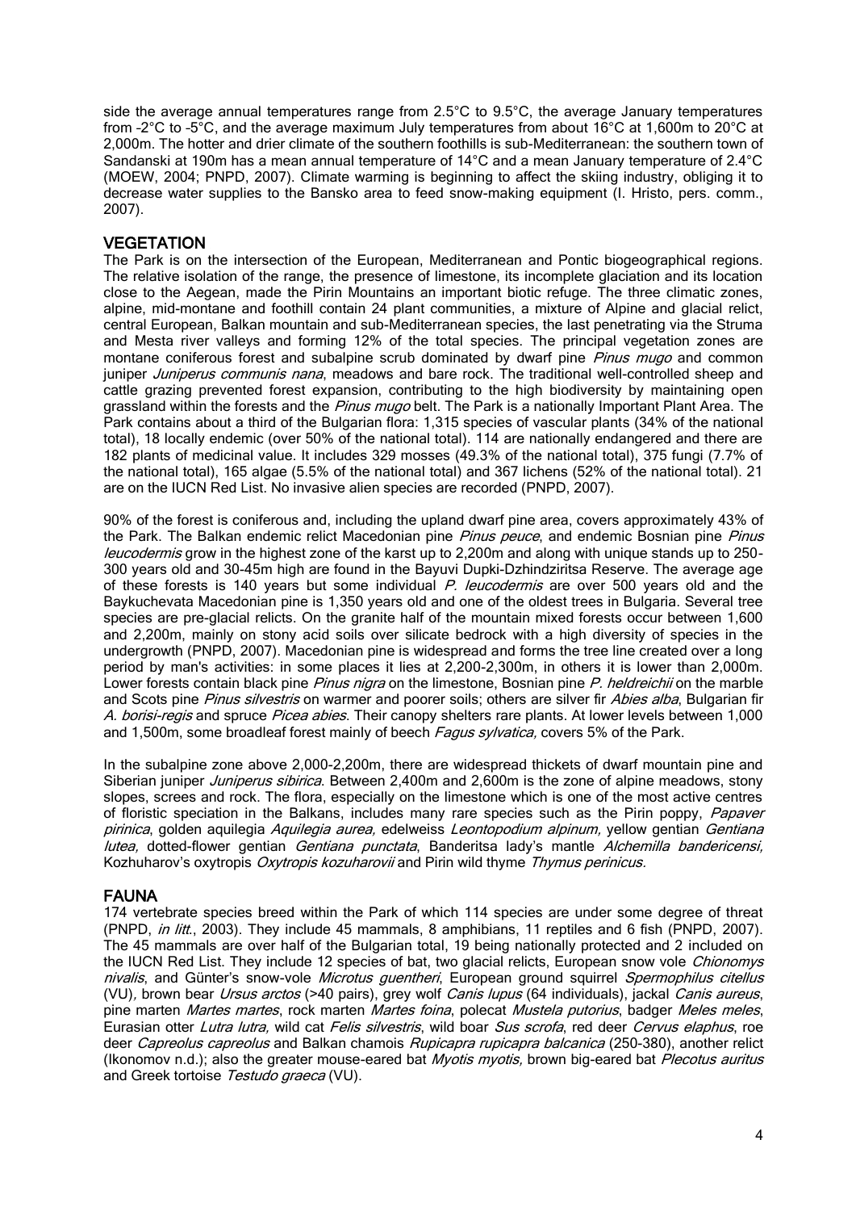side the average annual temperatures range from 2.5°C to 9.5°C, the average January temperatures from -2°C to -5°C, and the average maximum July temperatures from about 16°C at 1,600m to 20°C at 2,000m. The hotter and drier climate of the southern foothills is sub-Mediterranean: the southern town of Sandanski at 190m has a mean annual temperature of 14°C and a mean January temperature of 2.4°C (MOEW, 2004; PNPD, 2007). Climate warming is beginning to affect the skiing industry, obliging it to decrease water supplies to the Bansko area to feed snow-making equipment (I. Hristo, pers. comm., 2007).

## VEGETATION

The Park is on the intersection of the European, Mediterranean and Pontic biogeographical regions. The relative isolation of the range, the presence of limestone, its incomplete glaciation and its location close to the Aegean, made the Pirin Mountains an important biotic refuge. The three climatic zones, alpine, mid-montane and foothill contain 24 plant communities, a mixture of Alpine and glacial relict, central European, Balkan mountain and sub-Mediterranean species, the last penetrating via the Struma and Mesta river valleys and forming 12% of the total species. The principal vegetation zones are montane coniferous forest and subalpine scrub dominated by dwarf pine *Pinus mugo* and common juniper *Juniperus communis nana*, meadows and bare rock. The traditional well-controlled sheep and cattle grazing prevented forest expansion, contributing to the high biodiversity by maintaining open grassland within the forests and the *Pinus mugo* belt. The Park is a nationally Important Plant Area. The Park contains about a third of the Bulgarian flora: 1,315 species of vascular plants (34% of the national total), 18 locally endemic (over 50% of the national total). 114 are nationally endangered and there are 182 plants of medicinal value. It includes 329 mosses (49.3% of the national total), 375 fungi (7.7% of the national total), 165 algae (5.5% of the national total) and 367 lichens (52% of the national total). 21 are on the IUCN Red List. No invasive alien species are recorded (PNPD, 2007).

90% of the forest is coniferous and, including the upland dwarf pine area, covers approximately 43% of the Park. The Balkan endemic relict Macedonian pine *Pinus peuce*, and endemic Bosnian pine *Pinus leucodermis* grow in the highest zone of the karst up to 2,200m and along with unique stands up to 250-300 years old and 30-45m high are found in the Bayuvi Dupki-Dzhindziritsa Reserve. The average age of these forests is 140 years but some individual *P. leucodermis* are over 500 years old and the Baykuchevata Macedonian pine is 1,350 years old and one of the oldest trees in Bulgaria. Several tree species are pre-glacial relicts. On the granite half of the mountain mixed forests occur between 1,600 and 2,200m, mainly on stony acid soils over silicate bedrock with a high diversity of species in the undergrowth (PNPD, 2007). Macedonian pine is widespread and forms the tree line created over a long period by man's activities: in some places it lies at 2,200-2,300m, in others it is lower than 2,000m. Lower forests contain black pine *Pinus nigra* on the limestone, Bosnian pine *P. heldreichii* on the marble and Scots pine *Pinus silvestris* on warmer and poorer soils; others are silver fir *Abies alba*, Bulgarian fir *A. borisi-regis* and spruce *Picea abies*. Their canopy shelters rare plants. At lower levels between 1,000 and 1,500m, some broadleaf forest mainly of beech *Fagus sylvatica,* covers 5% of the Park.

In the subalpine zone above 2,000-2,200m, there are widespread thickets of dwarf mountain pine and Siberian juniper *Juniperus sibirica*. Between 2,400m and 2,600m is the zone of alpine meadows, stony slopes, screes and rock. The flora, especially on the limestone which is one of the most active centres of floristic speciation in the Balkans, includes many rare species such as the Pirin poppy, *Papaver pirinica*, golden aquilegia *Aquilegia aurea,* edelweiss *Leontopodium alpinum,* yellow gentian *Gentiana lutea,* dotted-flower gentian *Gentiana punctata*, Banderitsa lady's mantle *Alchemilla bandericensi,* Kozhuharov's oxytropis *Oxytropis kozuharovii* and Pirin wild thyme *Thymus perinicus.*

## FAUNA

174 vertebrate species breed within the Park of which 114 species are under some degree of threat (PNPD, *in litt.*, 2003). They include 45 mammals, 8 amphibians, 11 reptiles and 6 fish (PNPD, 2007). The 45 mammals are over half of the Bulgarian total, 19 being nationally protected and 2 included on the IUCN Red List. They include 12 species of bat, two glacial relicts, European snow vole *Chionomys nivalis*, and Günter's snow-vole *Microtus guentheri*, European ground squirrel *Spermophilus citellus* (VU)*,* brown bear *Ursus arctos* (>40 pairs), grey wolf *Canis lupus* (64 individuals), jackal *Canis aureus*, pine marten *Martes martes*, rock marten *Martes foina*, polecat *Mustela putorius*, badger *Meles meles*, Eurasian otter *Lutra lutra,* wild cat *Felis silvestris*, wild boar *Sus scrofa*, red deer *Cervus elaphus*, roe deer *Capreolus capreolus* and Balkan chamois *Rupicapra rupicapra balcanica* (250-380), another relict (Ikonomov n.d.); also the greater mouse-eared bat *Myotis myotis,* brown big-eared bat *Plecotus auritus* and Greek tortoise *Testudo graeca* (VU).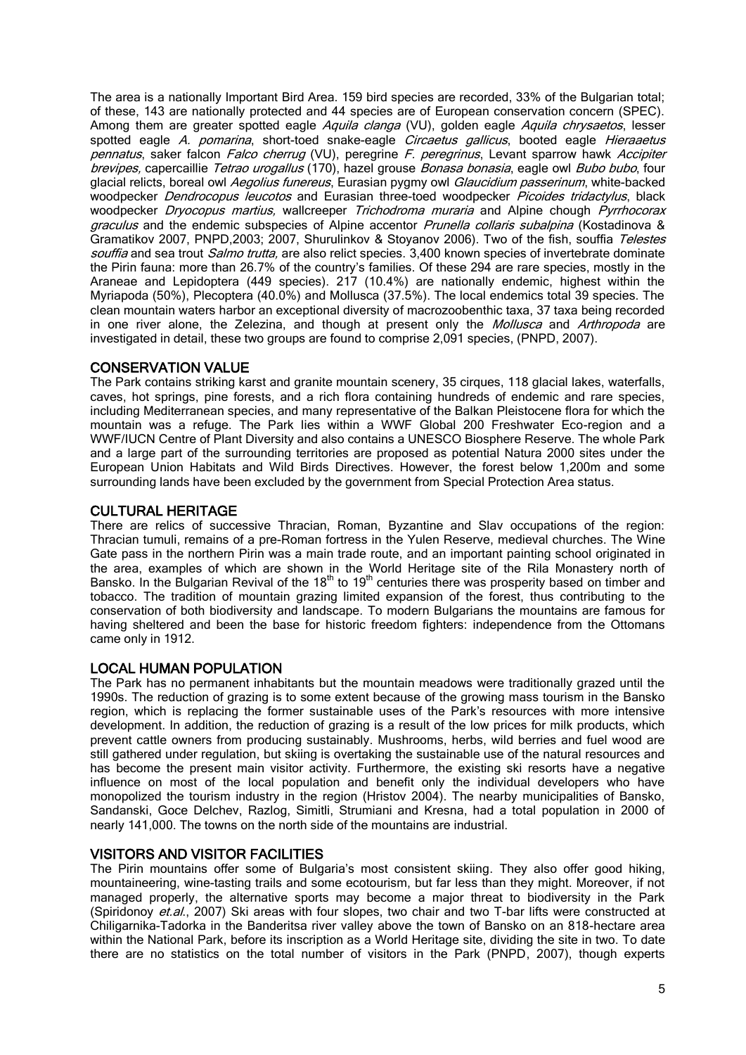The area is a nationally Important Bird Area. 159 bird species are recorded, 33% of the Bulgarian total; of these, 143 are nationally protected and 44 species are of European conservation concern (SPEC). Among them are greater spotted eagle *Aquila clanga* (VU), golden eagle *Aquila chrysaetos*, lesser spotted eagle *A. pomarina*, short-toed snake-eagle *Circaetus gallicus*, booted eagle *Hieraaetus pennatus*, saker falcon *Falco cherrug* (VU), peregrine *F. peregrinus*, Levant sparrow hawk *Accipiter brevipes,* capercaillie *Tetrao urogallus* (170), hazel grouse *Bonasa bonasia*, eagle owl *Bubo bubo*, four glacial relicts, boreal owl *Aegolius funereus*, Eurasian pygmy owl *Glaucidium passerinum*, white-backed woodpecker *Dendrocopus leucotos* and Eurasian three-toed woodpecker *Picoides tridactylus*, black woodpecker *Dryocopus martius,* wallcreeper *Trichodroma muraria* and Alpine chough *Pyrrhocorax graculus* and the endemic subspecies of Alpine accentor *Prunella collaris subalpina* (Kostadinova & Gramatikov 2007, PNPD,2003; 2007, Shurulinkov & Stoyanov 2006). Two of the fish, souffia *Telestes souffia* and sea trout *Salmo trutta,* are also relict species. 3,400 known species of invertebrate dominate the Pirin fauna: more than 26.7% of the country's families. Of these 294 are rare species, mostly in the Araneae and Lepidoptera (449 species). 217 (10.4%) are nationally endemic, highest within the Myriapoda (50%), Plecoptera (40.0%) and Mollusca (37.5%). The local endemics total 39 species. The clean mountain waters harbor an exceptional diversity of macrozoobenthic taxa, 37 taxa being recorded in one river alone, the Zelezina, and though at present only the *Mollusca* and *Arthropoda* are investigated in detail, these two groups are found to comprise 2,091 species, (PNPD, 2007).

## CONSERVATION VALUE

The Park contains striking karst and granite mountain scenery, 35 cirques, 118 glacial lakes, waterfalls, caves, hot springs, pine forests, and a rich flora containing hundreds of endemic and rare species, including Mediterranean species, and many representative of the Balkan Pleistocene flora for which the mountain was a refuge. The Park lies within a WWF Global 200 Freshwater Eco-region and a WWF/IUCN Centre of Plant Diversity and also contains a UNESCO Biosphere Reserve. The whole Park and a large part of the surrounding territories are proposed as potential Natura 2000 sites under the European Union Habitats and Wild Birds Directives. However, the forest below 1,200m and some surrounding lands have been excluded by the government from Special Protection Area status.

## CULTURAL HERITAGE

There are relics of successive Thracian, Roman, Byzantine and Slav occupations of the region: Thracian tumuli, remains of a pre-Roman fortress in the Yulen Reserve, medieval churches. The Wine Gate pass in the northern Pirin was a main trade route, and an important painting school originated in the area, examples of which are shown in the World Heritage site of the Rila Monastery north of Bansko. In the Bulgarian Revival of the 18th to 19th centuries there was prosperity based on timber and tobacco. The tradition of mountain grazing limited expansion of the forest, thus contributing to the conservation of both biodiversity and landscape. To modern Bulgarians the mountains are famous for having sheltered and been the base for historic freedom fighters: independence from the Ottomans came only in 1912.

## LOCAL HUMAN POPULATION

The Park has no permanent inhabitants but the mountain meadows were traditionally grazed until the 1990s. The reduction of grazing is to some extent because of the growing mass tourism in the Bansko region, which is replacing the former sustainable uses of the Park's resources with more intensive development. In addition, the reduction of grazing is a result of the low prices for milk products, which prevent cattle owners from producing sustainably. Mushrooms, herbs, wild berries and fuel wood are still gathered under regulation, but skiing is overtaking the sustainable use of the natural resources and has become the present main visitor activity. Furthermore, the existing ski resorts have a negative influence on most of the local population and benefit only the individual developers who have monopolized the tourism industry in the region (Hristov 2004). The nearby municipalities of Bansko, Sandanski, Goce Delchev, Razlog, Simitli, Strumiani and Kresna, had a total population in 2000 of nearly 141,000. The towns on the north side of the mountains are industrial.

## VISITORS AND VISITOR FACILITIES

The Pirin mountains offer some of Bulgaria's most consistent skiing. They also offer good hiking, mountaineering, wine-tasting trails and some ecotourism, but far less than they might. Moreover, if not managed properly, the alternative sports may become a major threat to biodiversity in the Park (Spiridonoy *et.al.*, 2007) Ski areas with four slopes, two chair and two T-bar lifts were constructed at Chiligarnika-Tadorka in the Banderitsa river valley above the town of Bansko on an 818-hectare area within the National Park, before its inscription as a World Heritage site, dividing the site in two. To date there are no statistics on the total number of visitors in the Park (PNPD, 2007), though experts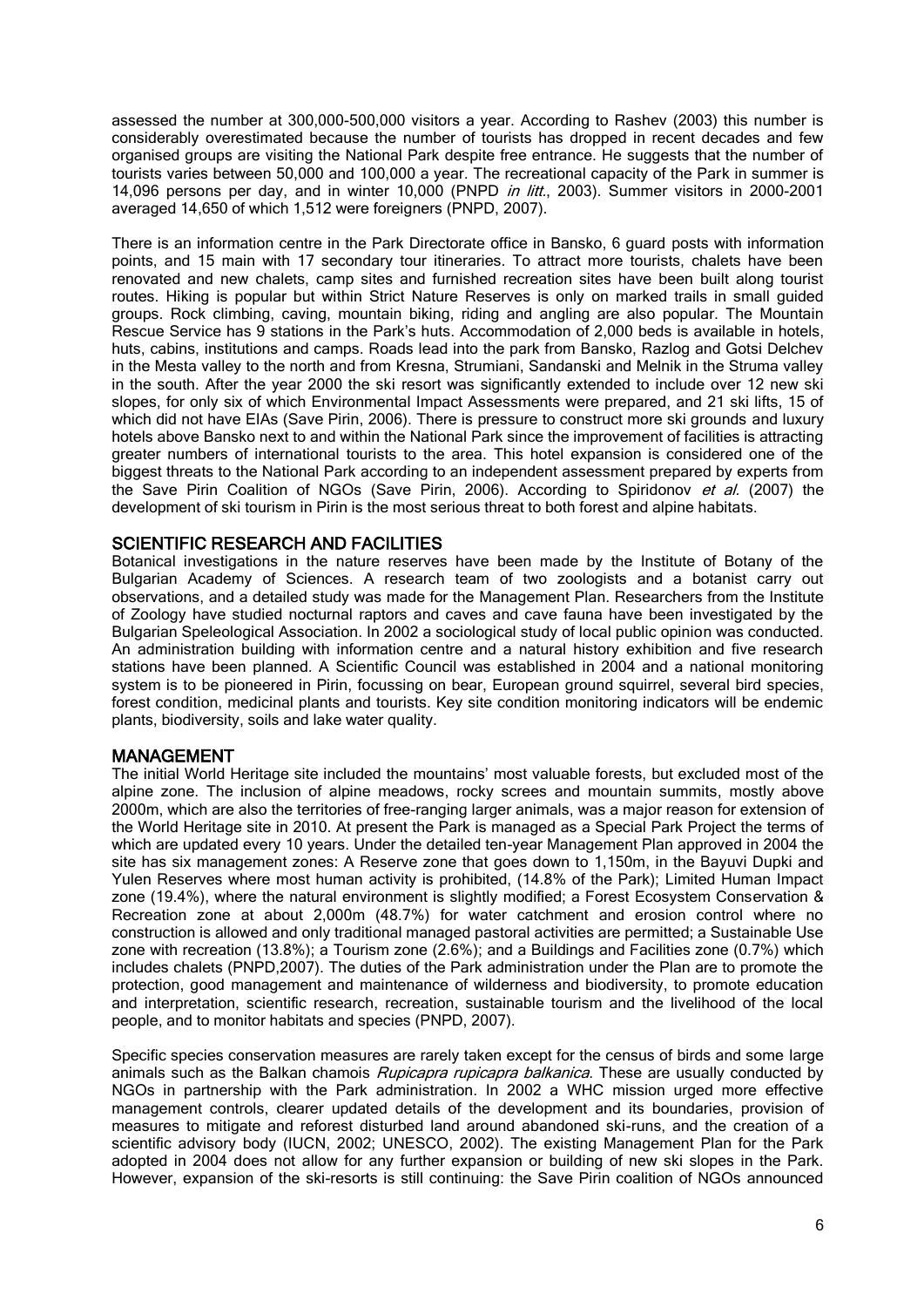assessed the number at 300,000-500,000 visitors a year. According to Rashev (2003) this number is considerably overestimated because the number of tourists has dropped in recent decades and few organised groups are visiting the National Park despite free entrance. He suggests that the number of tourists varies between 50,000 and 100,000 a year. The recreational capacity of the Park in summer is 14,096 persons per day, and in winter 10,000 (PNPD *in litt.*, 2003). Summer visitors in 2000-2001 averaged 14,650 of which 1,512 were foreigners (PNPD, 2007).

There is an information centre in the Park Directorate office in Bansko, 6 guard posts with information points, and 15 main with 17 secondary tour itineraries. To attract more tourists, chalets have been renovated and new chalets, camp sites and furnished recreation sites have been built along tourist routes. Hiking is popular but within Strict Nature Reserves is only on marked trails in small guided groups. Rock climbing, caving, mountain biking, riding and angling are also popular. The Mountain Rescue Service has 9 stations in the Park's huts. Accommodation of 2,000 beds is available in hotels, huts, cabins, institutions and camps. Roads lead into the park from Bansko, Razlog and Gotsi Delchev in the Mesta valley to the north and from Kresna, Strumiani, Sandanski and Melnik in the Struma valley in the south. After the year 2000 the ski resort was significantly extended to include over 12 new ski slopes, for only six of which Environmental Impact Assessments were prepared, and 21 ski lifts, 15 of which did not have EIAs (Save Pirin, 2006). There is pressure to construct more ski grounds and luxury hotels above Bansko next to and within the National Park since the improvement of facilities is attracting greater numbers of international tourists to the area. This hotel expansion is considered one of the biggest threats to the National Park according to an independent assessment prepared by experts from the Save Pirin Coalition of NGOs (Save Pirin, 2006). According to Spiridonov *et al.* (2007) the development of ski tourism in Pirin is the most serious threat to both forest and alpine habitats.

## SCIENTIFIC RESEARCH AND FACILITIES

Botanical investigations in the nature reserves have been made by the Institute of Botany of the Bulgarian Academy of Sciences. A research team of two zoologists and a botanist carry out observations, and a detailed study was made for the Management Plan. Researchers from the Institute of Zoology have studied nocturnal raptors and caves and cave fauna have been investigated by the Bulgarian Speleological Association. In 2002 a sociological study of local public opinion was conducted. An administration building with information centre and a natural history exhibition and five research stations have been planned. A Scientific Council was established in 2004 and a national monitoring system is to be pioneered in Pirin, focussing on bear, European ground squirrel, several bird species, forest condition, medicinal plants and tourists. Key site condition monitoring indicators will be endemic plants, biodiversity, soils and lake water quality.

## MANAGEMENT

The initial World Heritage site included the mountains' most valuable forests, but excluded most of the alpine zone. The inclusion of alpine meadows, rocky screes and mountain summits, mostly above 2000m, which are also the territories of free-ranging larger animals, was a major reason for extension of the World Heritage site in 2010. At present the Park is managed as a Special Park Project the terms of which are updated every 10 years. Under the detailed ten-year Management Plan approved in 2004 the site has six management zones: A Reserve zone that goes down to 1,150m, in the Bayuvi Dupki and Yulen Reserves where most human activity is prohibited, (14.8% of the Park); Limited Human Impact zone (19.4%), where the natural environment is slightly modified; a Forest Ecosystem Conservation & Recreation zone at about 2,000m (48.7%) for water catchment and erosion control where no construction is allowed and only traditional managed pastoral activities are permitted; a Sustainable Use zone with recreation (13.8%); a Tourism zone (2.6%); and a Buildings and Facilities zone (0.7%) which includes chalets (PNPD,2007). The duties of the Park administration under the Plan are to promote the protection, good management and maintenance of wilderness and biodiversity, to promote education and interpretation, scientific research, recreation, sustainable tourism and the livelihood of the local people, and to monitor habitats and species (PNPD, 2007).

Specific species conservation measures are rarely taken except for the census of birds and some large animals such as the Balkan chamois *Rupicapra rupicapra balkanica*. These are usually conducted by NGOs in partnership with the Park administration. In 2002 a WHC mission urged more effective management controls, clearer updated details of the development and its boundaries, provision of measures to mitigate and reforest disturbed land around abandoned ski-runs, and the creation of a scientific advisory body (IUCN, 2002; UNESCO, 2002). The existing Management Plan for the Park adopted in 2004 does not allow for any further expansion or building of new ski slopes in the Park. However, expansion of the ski-resorts is still continuing: the Save Pirin coalition of NGOs announced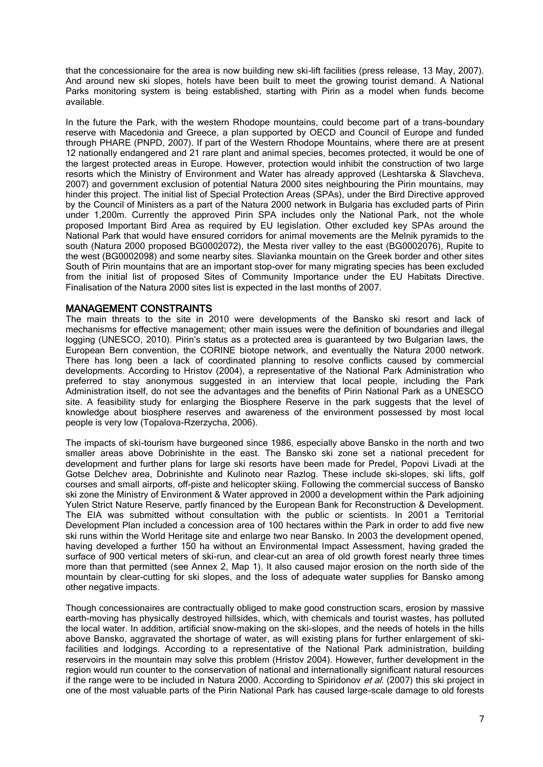that the concessionaire for the area is now building new ski-lift facilities (press release, 13 May, 2007). And around new ski slopes, hotels have been built to meet the growing tourist demand. A National Parks monitoring system is being established, starting with Pirin as a model when funds become available.

In the future the Park, with the western Rhodope mountains, could become part of a trans-boundary reserve with Macedonia and Greece, a plan supported by OECD and Council of Europe and funded through PHARE (PNPD, 2007). If part of the Western Rhodope Mountains, where there are at present 12 nationally endangered and 21 rare plant and animal species, becomes protected, it would be one of the largest protected areas in Europe. However, protection would inhibit the construction of two large resorts which the Ministry of Environment and Water has already approved (Leshtarska & Slavcheva, 2007) and government exclusion of potential Natura 2000 sites neighbouring the Pirin mountains, may hinder this project. The initial list of Special Protection Areas (SPAs), under the Bird Directive approved by the Council of Ministers as a part of the Natura 2000 network in Bulgaria has excluded parts of Pirin under 1,200m. Currently the approved Pirin SPA includes only the National Park, not the whole proposed Important Bird Area as required by EU legislation. Other excluded key SPAs around the National Park that would have ensured corridors for animal movements are the Melnik pyramids to the south (Natura 2000 proposed BG0002072), the Mesta river valley to the east (BG0002076), Rupite to the west (BG0002098) and some nearby sites. Slavianka mountain on the Greek border and other sites South of Pirin mountains that are an important stop-over for many migrating species has been excluded from the initial list of proposed Sites of Community Importance under the EU Habitats Directive. Finalisation of the Natura 2000 sites list is expected in the last months of 2007.

## MANAGEMENT CONSTRAINTS

The main threats to the site in 2010 were developments of the Bansko ski resort and lack of mechanisms for effective management; other main issues were the definition of boundaries and illegal logging (UNESCO, 2010). Pirin's status as a protected area is guaranteed by two Bulgarian laws, the European Bern convention, the CORINE biotope network, and eventually the Natura 2000 network. There has long been a lack of coordinated planning to resolve conflicts caused by commercial developments. According to Hristov (2004), a representative of the National Park Administration who preferred to stay anonymous suggested in an interview that local people, including the Park Administration itself, do not see the advantages and the benefits of Pirin National Park as a UNESCO site. A feasibility study for enlarging the Biosphere Reserve in the park suggests that the level of knowledge about biosphere reserves and awareness of the environment possessed by most local people is very low (Topalova-Rzerzycha, 2006).

The impacts of ski-tourism have burgeoned since 1986, especially above Bansko in the north and two smaller areas above Dobrinishte in the east. The Bansko ski zone set a national precedent for development and further plans for large ski resorts have been made for Predel, Popovi Livadi at the Gotse Delchev area, Dobrinishte and Kulinoto near Razlog. These include ski-slopes, ski lifts, golf courses and small airports, off-piste and helicopter skiing. Following the commercial success of Bansko ski zone the Ministry of Environment & Water approved in 2000 a development within the Park adjoining Yulen Strict Nature Reserve, partly financed by the European Bank for Reconstruction & Development. The EIA was submitted without consultation with the public or scientists. In 2001 a Territorial Development Plan included a concession area of 100 hectares within the Park in order to add five new ski runs within the World Heritage site and enlarge two near Bansko. In 2003 the development opened, having developed a further 150 ha without an Environmental Impact Assessment, having graded the surface of 900 vertical meters of ski-run, and clear-cut an area of old growth forest nearly three times more than that permitted (see Annex 2, Map 1). It also caused major erosion on the north side of the mountain by clear-cutting for ski slopes, and the loss of adequate water supplies for Bansko among other negative impacts.

Though concessionaires are contractually obliged to make good construction scars, erosion by massive earth-moving has physically destroyed hillsides, which, with chemicals and tourist wastes, has polluted the local water. In addition, artificial snow-making on the ski-slopes, and the needs of hotels in the hills above Bansko, aggravated the shortage of water, as will existing plans for further enlargement of ski-facilities and lodgings. According to a representative of the National Park administration, building reservoirs in the mountain may solve this problem (Hristov 2004). However, further development in the region would run counter to the conservation of national and internationally significant natural resources if the range were to be included in Natura 2000. According to Spiridonov *et al.* (2007) this ski project in one of the most valuable parts of the Pirin National Park has caused large-scale damage to old forests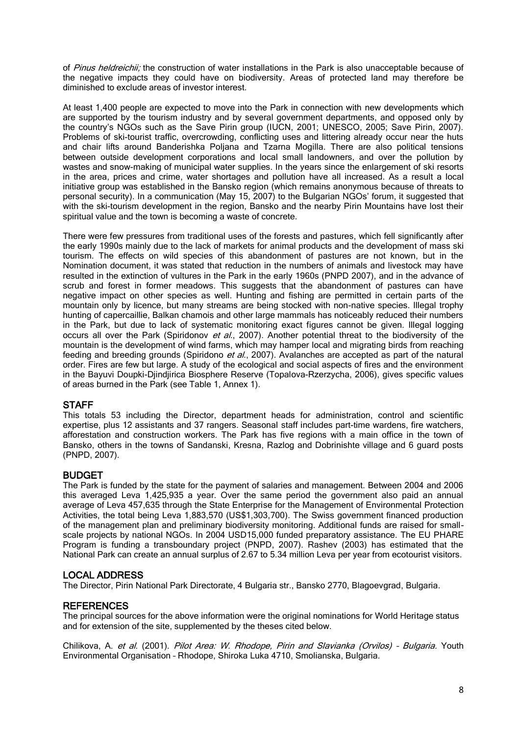of *Pinus heldreichii;* the construction of water installations in the Park is also unacceptable because of the negative impacts they could have on biodiversity. Areas of protected land may therefore be diminished to exclude areas of investor interest.

At least 1,400 people are expected to move into the Park in connection with new developments which are supported by the tourism industry and by several government departments, and opposed only by the country's NGOs such as the Save Pirin group (IUCN, 2001; UNESCO, 2005; Save Pirin, 2007). Problems of ski-tourist traffic, overcrowding, conflicting uses and littering already occur near the huts and chair lifts around Banderishka Poljana and Tzarna Mogilla. There are also political tensions between outside development corporations and local small landowners, and over the pollution by wastes and snow-making of municipal water supplies. In the years since the enlargement of ski resorts in the area, prices and crime, water shortages and pollution have all increased. As a result a local initiative group was established in the Bansko region (which remains anonymous because of threats to personal security). In a communication (May 15, 2007) to the Bulgarian NGOs' forum, it suggested that with the ski-tourism development in the region, Bansko and the nearby Pirin Mountains have lost their spiritual value and the town is becoming a waste of concrete.

There were few pressures from traditional uses of the forests and pastures, which fell significantly after the early 1990s mainly due to the lack of markets for animal products and the development of mass ski tourism. The effects on wild species of this abandonment of pastures are not known, but in the Nomination document, it was stated that reduction in the numbers of animals and livestock may have resulted in the extinction of vultures in the Park in the early 1960s (PNPD 2007), and in the advance of scrub and forest in former meadows. This suggests that the abandonment of pastures can have negative impact on other species as well. Hunting and fishing are permitted in certain parts of the mountain only by licence, but many streams are being stocked with non-native species. Illegal trophy hunting of capercaillie, Balkan chamois and other large mammals has noticeably reduced their numbers in the Park, but due to lack of systematic monitoring exact figures cannot be given. Illegal logging occurs all over the Park (Spiridonov *et al.*, 2007). Another potential threat to the biodiversity of the mountain is the development of wind farms, which may hamper local and migrating birds from reaching feeding and breeding grounds (Spiridono *et al.*, 2007). Avalanches are accepted as part of the natural order. Fires are few but large. A study of the ecological and social aspects of fires and the environment in the Bayuvi Doupki-Djindjirica Biosphere Reserve (Topalova-Rzerzycha, 2006), gives specific values of areas burned in the Park (see Table 1, Annex 1).

## STAFF

This totals 53 including the Director, department heads for administration, control and scientific expertise, plus 12 assistants and 37 rangers. Seasonal staff includes part-time wardens, fire watchers, afforestation and construction workers. The Park has five regions with a main office in the town of Bansko, others in the towns of Sandanski, Kresna, Razlog and Dobrinishte village and 6 guard posts (PNPD, 2007).

## BUDGET

The Park is funded by the state for the payment of salaries and management. Between 2004 and 2006 this averaged Leva 1,425,935 a year. Over the same period the government also paid an annual average of Leva 457,635 through the State Enterprise for the Management of Environmental Protection Activities, the total being Leva 1,883,570 (US$1,303,700). The Swiss government financed production of the management plan and preliminary biodiversity monitoring. Additional funds are raised for small-scale projects by national NGOs. In 2004 USD15,000 funded preparatory assistance. The EU PHARE Program is funding a transboundary project (PNPD, 2007). Rashev (2003) has estimated that the National Park can create an annual surplus of 2.67 to 5.34 million Leva per year from ecotourist visitors.

## LOCAL ADDRESS

The Director, Pirin National Park Directorate, 4 Bulgaria str., Bansko 2770, Blagoevgrad, Bulgaria.

## REFERENCES

The principal sources for the above information were the original nominations for World Heritage status and for extension of the site, supplemented by the theses cited below.

Chilikova, A. *et al.* (2001). *Pilot Area: W. Rhodope, Pirin and Slavianka (Orvilos) – Bulgaria.* Youth Environmental Organisation – Rhodope, Shiroka Luka 4710, Smolianska, Bulgaria.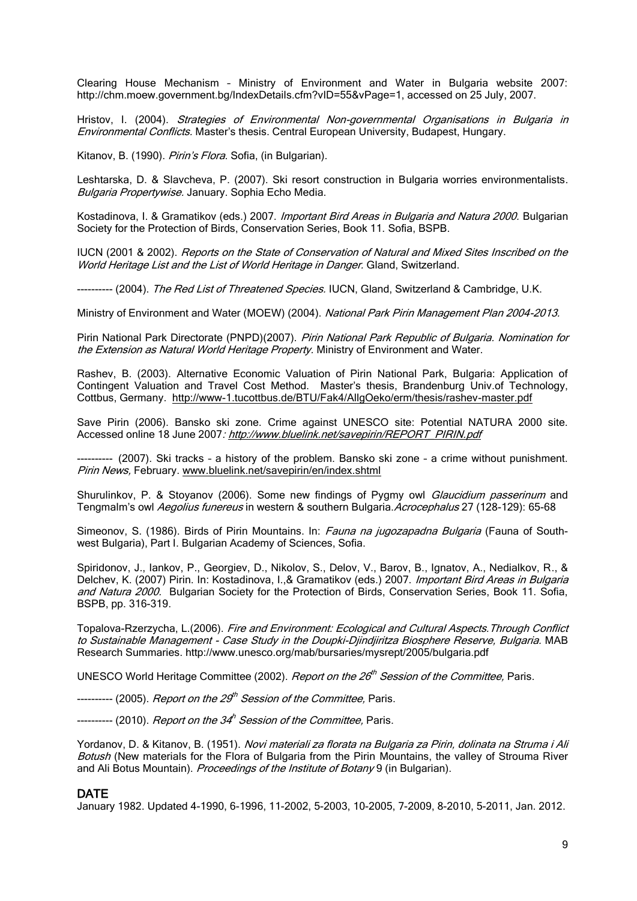Clearing House Mechanism – Ministry of Environment and Water in Bulgaria website 2007: http://chm.moew.government.bg/IndexDetails.cfm?vID=55&vPage=1, accessed on 25 July, 2007.

Hristov, I. (2004). *Strategies of Environmental Non-governmental Organisations in Bulgaria in Environmental Conflicts.* Master's thesis. Central European University, Budapest, Hungary.

Kitanov, B. (1990). *Pirin's Flora*. Sofia, (in Bulgarian).

Leshtarska, D. & Slavcheva, P. (2007). Ski resort construction in Bulgaria worries environmentalists. *Bulgaria Propertywise.* January. Sophia Echo Media.

Kostadinova, I. & Gramatikov (eds.) 2007. *Important Bird Areas in Bulgaria and Natura 2000.* Bulgarian Society for the Protection of Birds, Conservation Series, Book 11. Sofia, BSPB.

IUCN (2001 & 2002). *Reports on the State of Conservation of Natural and Mixed Sites Inscribed on the World Heritage List and the List of World Heritage in Danger.* Gland, Switzerland.

---------- (2004). *The Red List of Threatened Species.* IUCN, Gland, Switzerland & Cambridge, U.K.

Ministry of Environment and Water (MOEW) (2004). *National Park Pirin Management Plan 2004-2013.*

Pirin National Park Directorate (PNPD)(2007). *Pirin National Park Republic of Bulgaria. Nomination for the Extension as Natural World Heritage Property.* Ministry of Environment and Water.

Rashev, B. (2003). Alternative Economic Valuation of Pirin National Park, Bulgaria: Application of Contingent Valuation and Travel Cost Method. Master's thesis, Brandenburg Univ.of Technology, Cottbus, Germany. http://www-1.tucottbus.de/BTU/Fak4/AllgOeko/erm/thesis/rashev-master.pdf

Save Pirin (2006). Bansko ski zone. Crime against UNESCO site: Potential NATURA 2000 site. Accessed online 18 June 2007*: http://www.bluelink.net/savepirin/REPORT_PIRIN.pdf*

---------- (2007). Ski tracks – a history of the problem. Bansko ski zone – a crime without punishment. *Pirin News,* February. www.bluelink.net/savepirin/en/index.shtml

Shurulinkov, P. & Stoyanov (2006). Some new findings of Pygmy owl *Glaucidium passerinum* and Tengmalm's owl *Aegolius funereus* in western & southern Bulgaria.*Acrocephalus* 27 (128-129): 65-68

Simeonov, S. (1986). Birds of Pirin Mountains. In: *Fauna na jugozapadna Bulgaria* (Fauna of South-west Bulgaria), Part I. Bulgarian Academy of Sciences, Sofia.

Spiridonov, J., Iankov, P., Georgiev, D., Nikolov, S., Delov, V., Barov, B., Ignatov, A., Nedialkov, R., & Delchev, K. (2007) Pirin. In: Kostadinova, I.,& Gramatikov (eds.) 2007. *Important Bird Areas in Bulgaria and Natura 2000.* Bulgarian Society for the Protection of Birds, Conservation Series, Book 11. Sofia, BSPB, pp. 316-319.

Topalova-Rzerzycha, L.(2006). *Fire and Environment: Ecological and Cultural Aspects.Through Conflict to Sustainable Management - Case Study in the Doupki-Djindjiritza Biosphere Reserve, Bulgaria.* MAB Research Summaries. http://www.unesco.org/mab/bursaries/mysrept/2005/bulgaria.pdf

UNESCO World Heritage Committee (2002). *Report on the 26th Session of the Committee,* Paris.

---------- (2005). *Report on the 29th Session of the Committee,* Paris.

---------- (2010). *Report on the 34h Session of the Committee,* Paris.

Yordanov, D. & Kitanov, B. (1951). *Novi materiali za florata na Bulgaria za Pirin, dolinata na Struma i Ali Botush* (New materials for the Flora of Bulgaria from the Pirin Mountains, the valley of Strouma River and Ali Botus Mountain). *Proceedings of the Institute of Botany* 9 (in Bulgarian).

## DATE

January 1982. Updated 4-1990, 6-1996, 11-2002, 5-2003, 10-2005, 7-2009, 8-2010, 5-2011, Jan. 2012.